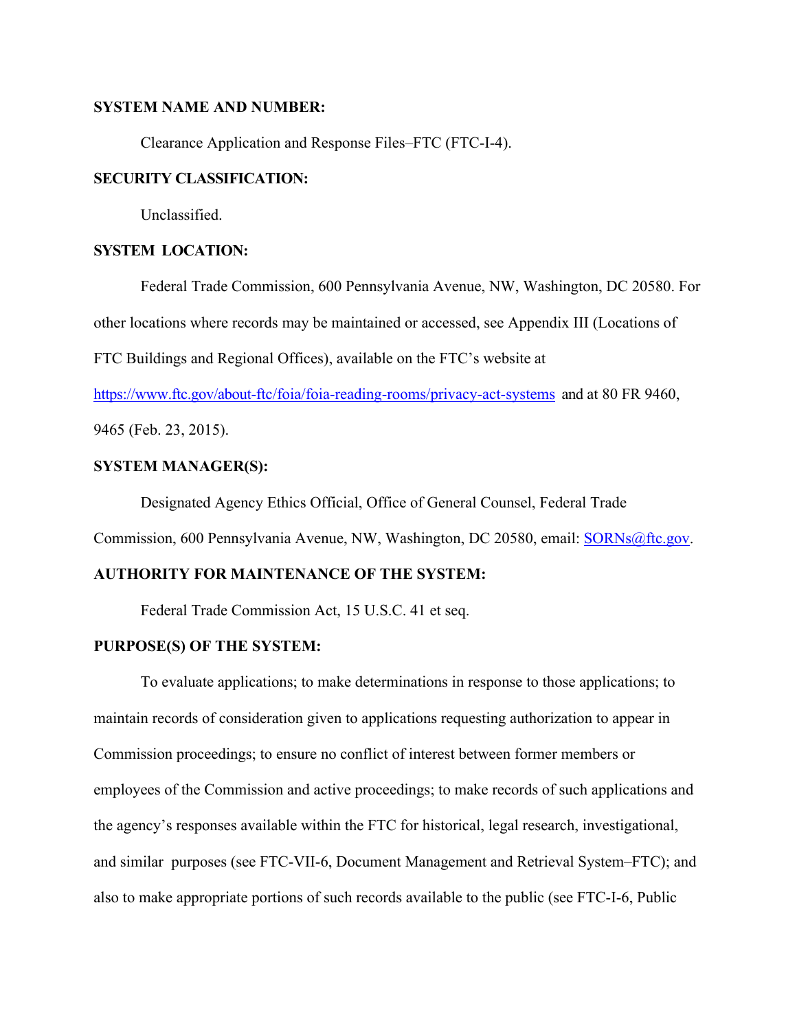**SYSTEM NAME AND NUMBER:**

Clearance Application and Response Files–FTC (FTC-I-4).

**SECURITY CLASSIFICATION:**

Unclassified.

**SYSTEM LOCATION:**

Federal Trade Commission, 600 Pennsylvania Avenue, NW, Washington, DC 20580. For other locations where records may be maintained or accessed, see Appendix III (Locations of FTC Buildings and Regional Offices), available on the FTC's website at https://www.ftc.gov/about-ftc/foia/foia-reading-rooms/privacy-act-systems and at 80 FR 9460, 9465 (Feb. 23, 2015).

**SYSTEM MANAGER(S):**

Designated Agency Ethics Official, Office of General Counsel, Federal Trade Commission, 600 Pennsylvania Avenue, NW, Washington, DC 20580, email: SORNs@ftc.gov.

**AUTHORITY FOR MAINTENANCE OF THE SYSTEM:**

Federal Trade Commission Act, 15 U.S.C. 41 et seq.

**PURPOSE(S) OF THE SYSTEM:**

To evaluate applications; to make determinations in response to those applications; to maintain records of consideration given to applications requesting authorization to appear in Commission proceedings; to ensure no conflict of interest between former members or employees of the Commission and active proceedings; to make records of such applications and the agency's responses available within the FTC for historical, legal research, investigational, and similar purposes (see FTC-VII-6, Document Management and Retrieval System–FTC); and also to make appropriate portions of such records available to the public (see FTC-I-6, Public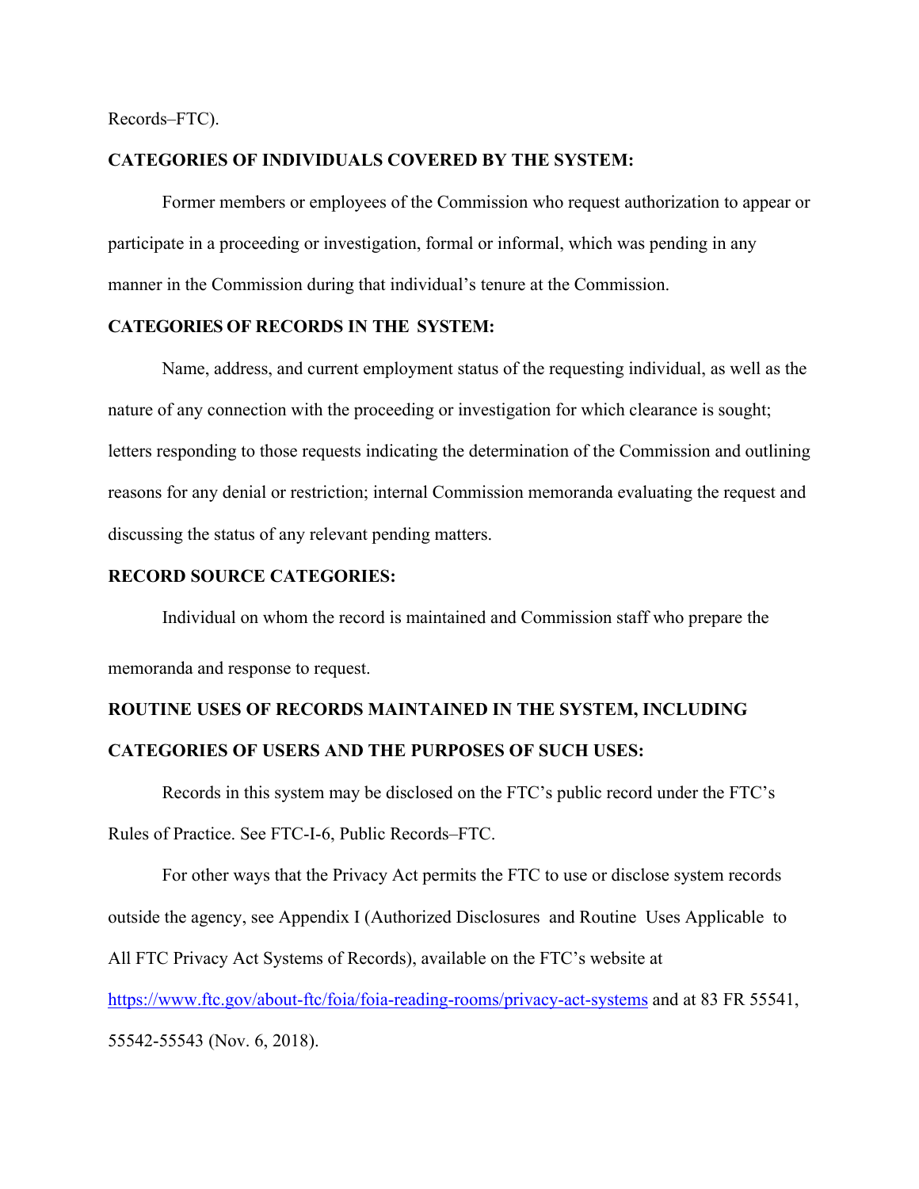Records–FTC).

**CATEGORIES OF INDIVIDUALS COVERED BY THE SYSTEM:**

Former members or employees of the Commission who request authorization to appear or participate in a proceeding or investigation, formal or informal, which was pending in any manner in the Commission during that individual's tenure at the Commission.

**CATEGORIES OF RECORDS IN THE SYSTEM:**

Name, address, and current employment status of the requesting individual, as well as the nature of any connection with the proceeding or investigation for which clearance is sought; letters responding to those requests indicating the determination of the Commission and outlining reasons for any denial or restriction; internal Commission memoranda evaluating the request and discussing the status of any relevant pending matters.

**RECORD SOURCE CATEGORIES:**

Individual on whom the record is maintained and Commission staff who prepare the memoranda and response to request.

**ROUTINE USES OF RECORDS MAINTAINED IN THE SYSTEM, INCLUDING CATEGORIES OF USERS AND THE PURPOSES OF SUCH USES:**

Records in this system may be disclosed on the FTC's public record under the FTC's Rules of Practice. See FTC-I-6, Public Records–FTC.

For other ways that the Privacy Act permits the FTC to use or disclose system records outside the agency, see Appendix I (Authorized Disclosures and Routine Uses Applicable to All FTC Privacy Act Systems of Records), available on the FTC's website at [https://www.ftc.gov/about-ftc/foia/foia-reading-rooms/privacy-act-systems](https://www.ftc.gov/about-ftc/foia/foia-reading-rooms/privacy-act-systems) and at 83 FR 55541, 55542-55543 (Nov. 6, 2018).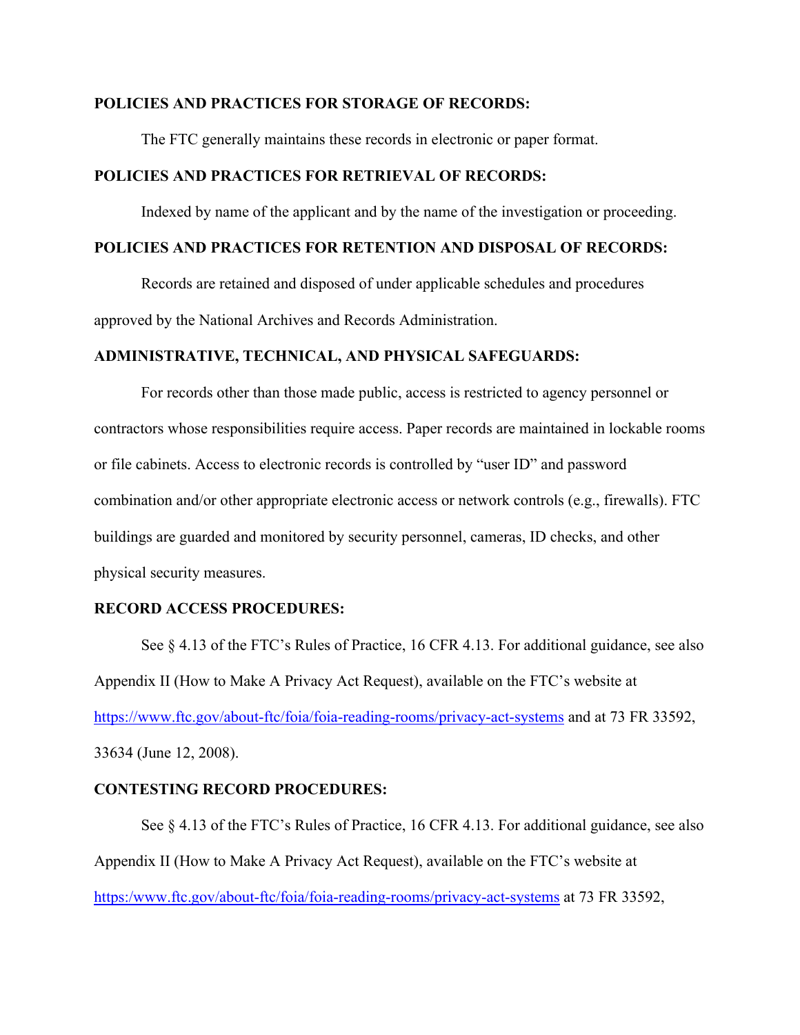**POLICIES AND PRACTICES FOR STORAGE OF RECORDS:**

The FTC generally maintains these records in electronic or paper format.

**POLICIES AND PRACTICES FOR RETRIEVAL OF RECORDS:**

Indexed by name of the applicant and by the name of the investigation or proceeding.

**POLICIES AND PRACTICES FOR RETENTION AND DISPOSAL OF RECORDS:**

Records are retained and disposed of under applicable schedules and procedures approved by the National Archives and Records Administration.

**ADMINISTRATIVE, TECHNICAL, AND PHYSICAL SAFEGUARDS:**

For records other than those made public, access is restricted to agency personnel or contractors whose responsibilities require access. Paper records are maintained in lockable rooms or file cabinets. Access to electronic records is controlled by "user ID" and password combination and/or other appropriate electronic access or network controls (e.g., firewalls). FTC buildings are guarded and monitored by security personnel, cameras, ID checks, and other physical security measures.

**RECORD ACCESS PROCEDURES:**

See § 4.13 of the FTC's Rules of Practice, 16 CFR 4.13. For additional guidance, see also Appendix II (How to Make A Privacy Act Request), available on the FTC's website at https://www.ftc.gov/about-ftc/foia/foia-reading-rooms/privacy-act-systems and at 73 FR 33592, 33634 (June 12, 2008).

**CONTESTING RECORD PROCEDURES:**

See § 4.13 of the FTC's Rules of Practice, 16 CFR 4.13. For additional guidance, see also Appendix II (How to Make A Privacy Act Request), available on the FTC's website at https:/www.ftc.gov/about-ftc/foia/foia-reading-rooms/privacy-act-systems at 73 FR 33592,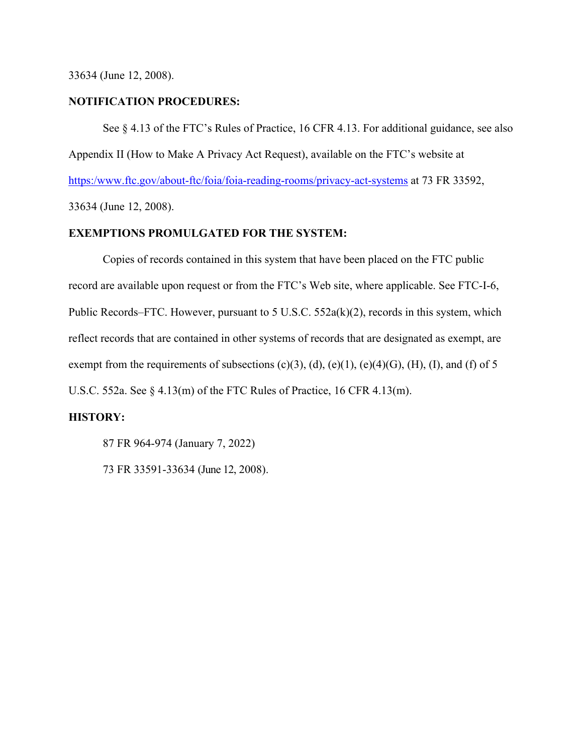33634 (June 12, 2008).

**NOTIFICATION PROCEDURES:**

See § 4.13 of the FTC's Rules of Practice, 16 CFR 4.13. For additional guidance, see also Appendix II (How to Make A Privacy Act Request), available on the FTC's website at https:/www.ftc.gov/about-ftc/foia/foia-reading-rooms/privacy-act-systems at 73 FR 33592, 33634 (June 12, 2008).

**EXEMPTIONS PROMULGATED FOR THE SYSTEM:**

Copies of records contained in this system that have been placed on the FTC public record are available upon request or from the FTC's Web site, where applicable. See FTC-I-6, Public Records–FTC. However, pursuant to 5 U.S.C. 552a(k)(2), records in this system, which reflect records that are contained in other systems of records that are designated as exempt, are exempt from the requirements of subsections (c)(3), (d), (e)(1), (e)(4)(G), (H), (I), and (f) of 5 U.S.C. 552a. See § 4.13(m) of the FTC Rules of Practice, 16 CFR 4.13(m).

**HISTORY:**

87 FR 964-974 (January 7, 2022)

73 FR 33591-33634 (June 12, 2008).